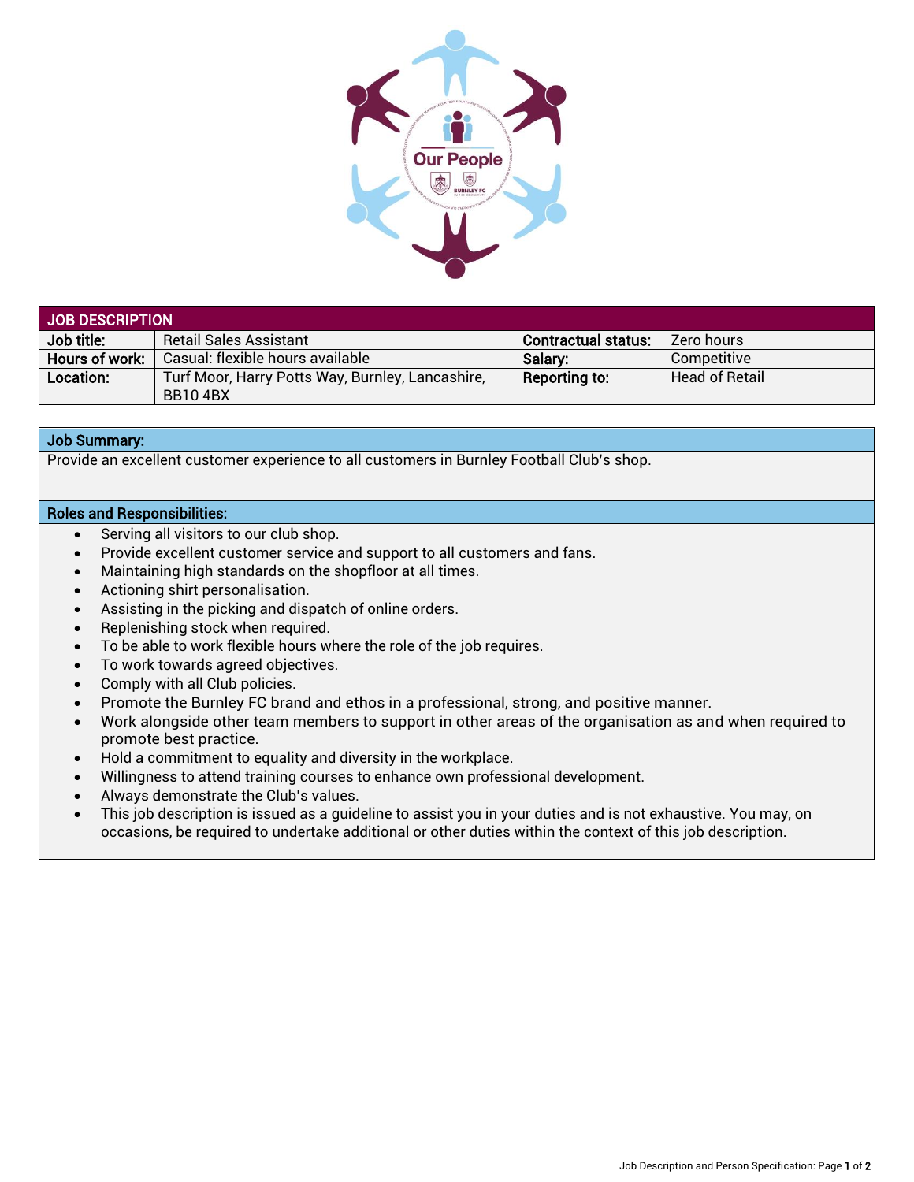## JOB DESCRIPTION

| Job title: | Retail Sales Assistant | Contractual status: | Zero hours |
| --- | --- | --- | --- |
| Hours of work: | Casual: flexible hours available | Salary: | Competitive |
| Location: | Turf Moor, Harry Potts Way, Burnley, Lancashire, BB10 4BX | Reporting to: | Head of Retail |

### Job Summary:

Provide an excellent customer experience to all customers in Burnley Football Club's shop.

### Roles and Responsibilities:

- Serving all visitors to our club shop.
- Provide excellent customer service and support to all customers and fans.
- Maintaining high standards on the shopfloor at all times.
- Actioning shirt personalisation.
- Assisting in the picking and dispatch of online orders.
- Replenishing stock when required.
- To be able to work flexible hours where the role of the job requires.
- To work towards agreed objectives.
- Comply with all Club policies.
- Promote the Burnley FC brand and ethos in a professional, strong, and positive manner.
- Work alongside other team members to support in other areas of the organisation as and when required to promote best practice.
- Hold a commitment to equality and diversity in the workplace.
- Willingness to attend training courses to enhance own professional development.
- Always demonstrate the Club's values.
- This job description is issued as a guideline to assist you in your duties and is not exhaustive. You may, on occasions, be required to undertake additional or other duties within the context of this job description.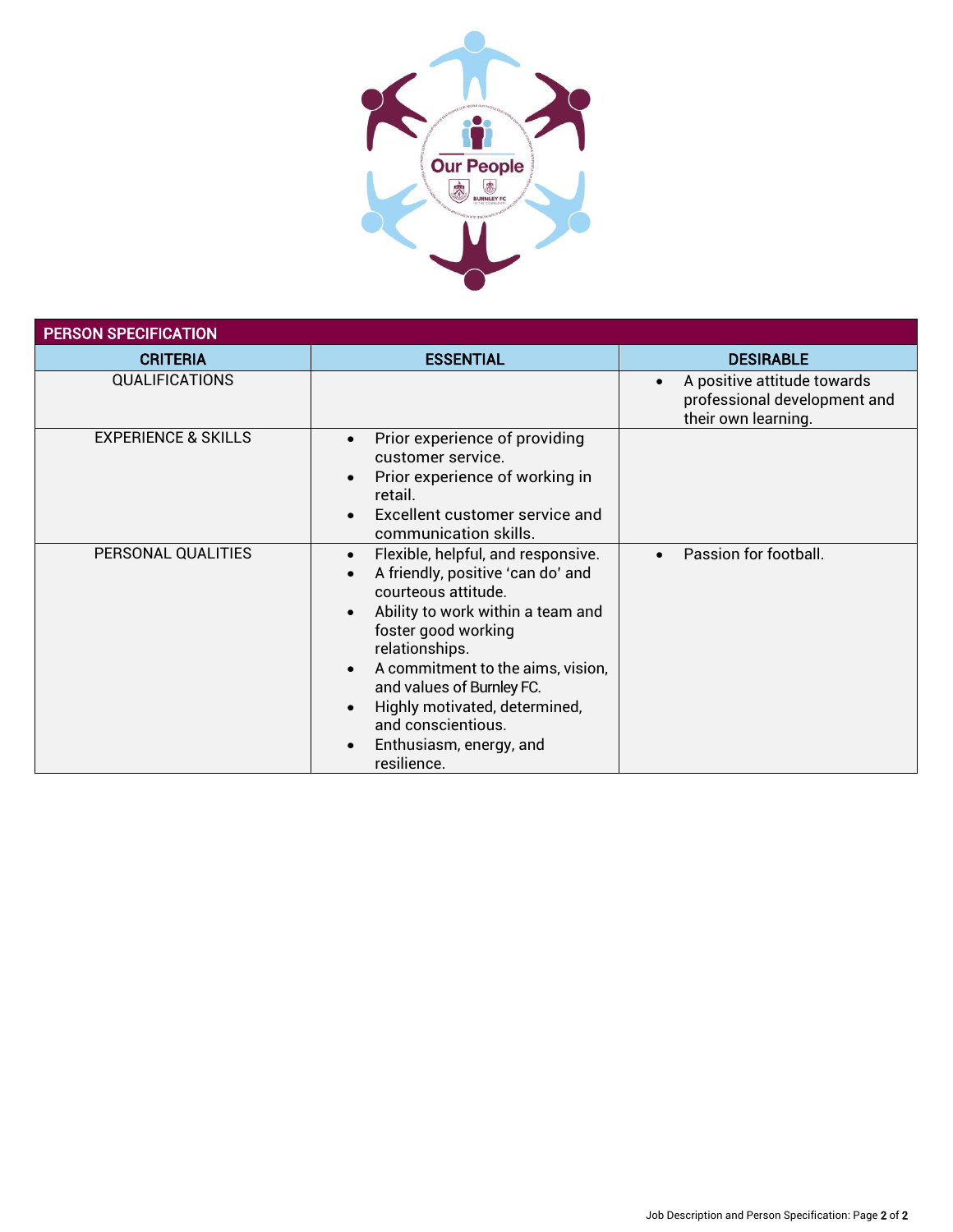| PERSON SPECIFICATION | | |
|---|---|---|
| **CRITERIA** | **ESSENTIAL** | **DESIRABLE** |
| QUALIFICATIONS | | • A positive attitude towards professional development and their own learning. |
| EXPERIENCE & SKILLS | • Prior experience of providing customer service.<br>• Prior experience of working in retail.<br>• Excellent customer service and communication skills. | |
| PERSONAL QUALITIES | • Flexible, helpful, and responsive.<br>• A friendly, positive 'can do' and courteous attitude.<br>• Ability to work within a team and foster good working relationships.<br>• A commitment to the aims, vision, and values of Burnley FC.<br>• Highly motivated, determined, and conscientious.<br>• Enthusiasm, energy, and resilience. | • Passion for football. |